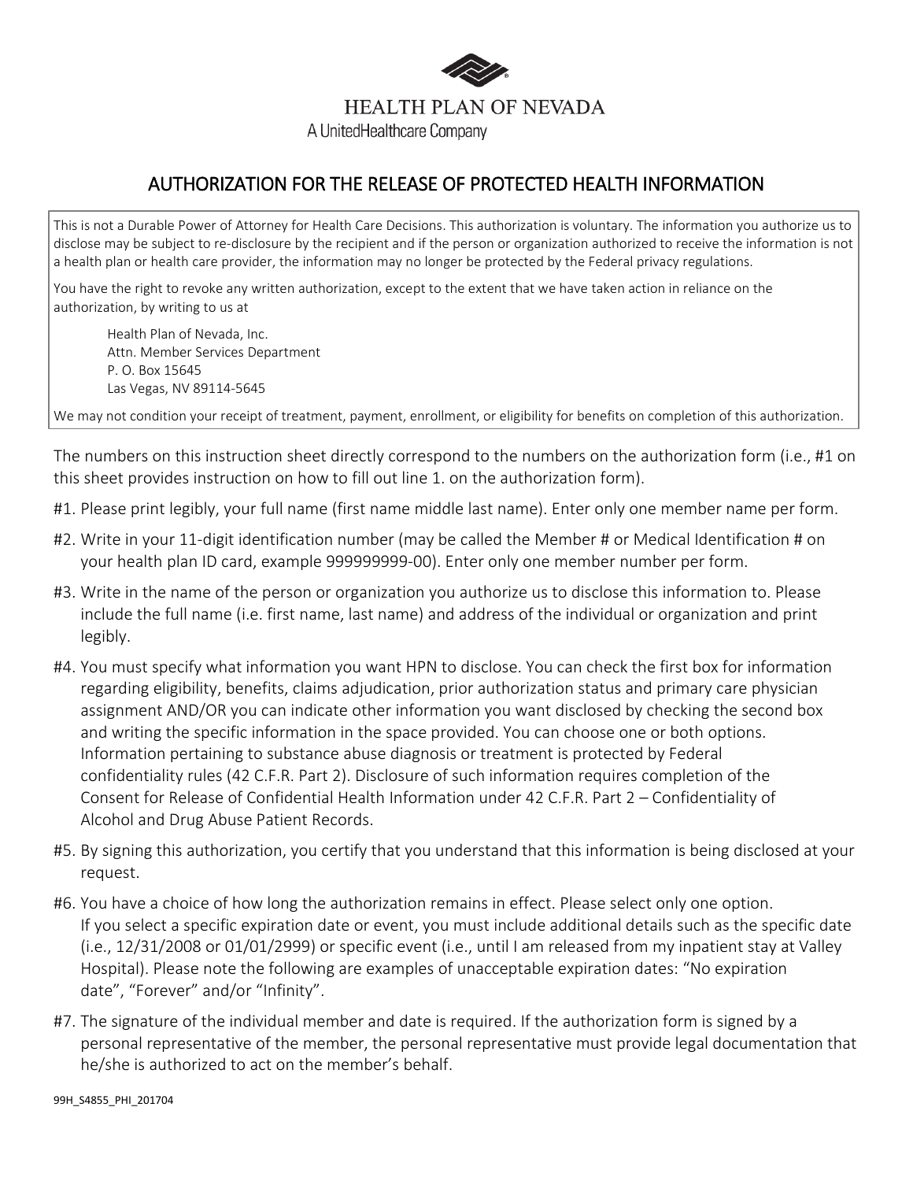HEALTH PLAN OF NEVADA

A UnitedHealthcare Company

# AUTHORIZATION FOR THE RELEASE OF PROTECTED HEALTH INFORMATION

This is not a Durable Power of Attorney for Health Care Decisions. This authorization is voluntary. The information you authorize us to disclose may be subject to re-disclosure by the recipient and if the person or organization authorized to receive the information is not a health plan or health care provider, the information may no longer be protected by the Federal privacy regulations.

You have the right to revoke any written authorization, except to the extent that we have taken action in reliance on the authorization, by writing to us at

> Health Plan of Nevada, Inc.
> Attn. Member Services Department
> P. O. Box 15645
> Las Vegas, NV 89114-5645

We may not condition your receipt of treatment, payment, enrollment, or eligibility for benefits on completion of this authorization.

The numbers on this instruction sheet directly correspond to the numbers on the authorization form (i.e., #1 on this sheet provides instruction on how to fill out line 1. on the authorization form).

#1. Please print legibly, your full name (first name middle last name). Enter only one member name per form.

#2. Write in your 11-digit identification number (may be called the Member # or Medical Identification # on your health plan ID card, example 999999999-00). Enter only one member number per form.

#3. Write in the name of the person or organization you authorize us to disclose this information to. Please include the full name (i.e. first name, last name) and address of the individual or organization and print legibly.

#4. You must specify what information you want HPN to disclose. You can check the first box for information regarding eligibility, benefits, claims adjudication, prior authorization status and primary care physician assignment AND/OR you can indicate other information you want disclosed by checking the second box and writing the specific information in the space provided. You can choose one or both options. Information pertaining to substance abuse diagnosis or treatment is protected by Federal confidentiality rules (42 C.F.R. Part 2). Disclosure of such information requires completion of the Consent for Release of Confidential Health Information under 42 C.F.R. Part 2 – Confidentiality of Alcohol and Drug Abuse Patient Records.

#5. By signing this authorization, you certify that you understand that this information is being disclosed at your request.

#6. You have a choice of how long the authorization remains in effect. Please select only one option. If you select a specific expiration date or event, you must include additional details such as the specific date (i.e., 12/31/2008 or 01/01/2999) or specific event (i.e., until I am released from my inpatient stay at Valley Hospital). Please note the following are examples of unacceptable expiration dates: "No expiration date", "Forever" and/or "Infinity".

#7. The signature of the individual member and date is required. If the authorization form is signed by a personal representative of the member, the personal representative must provide legal documentation that he/she is authorized to act on the member's behalf.

99H_S4855_PHI_201704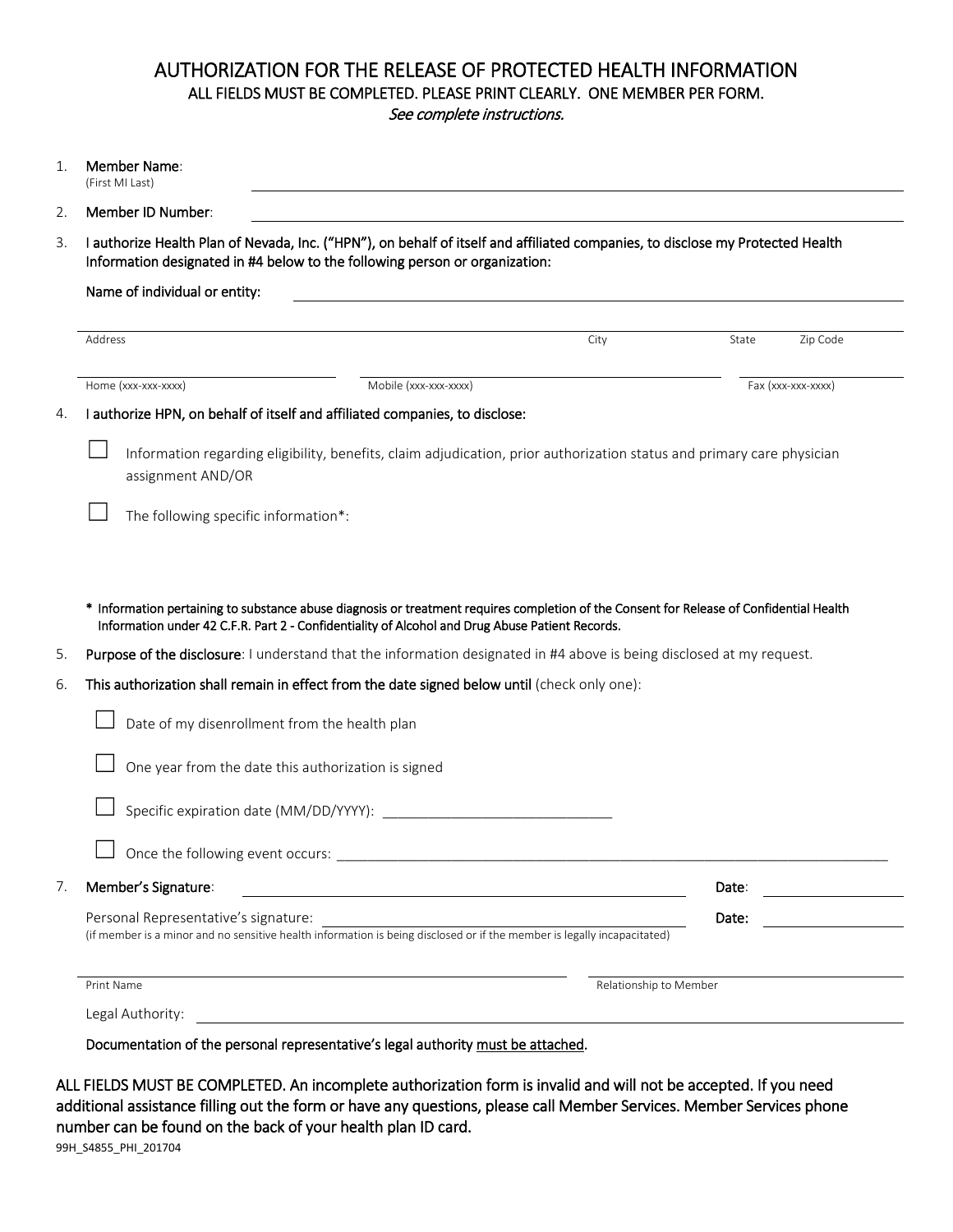# AUTHORIZATION FOR THE RELEASE OF PROTECTED HEALTH INFORMATION

ALL FIELDS MUST BE COMPLETED. PLEASE PRINT CLEARLY. ONE MEMBER PER FORM.

*See complete instructions.*

1. **Member Name**: \_\_\_\_\_\_\_\_\_\_\_\_\_\_\_\_\_\_\_\_\_\_\_\_\_\_\_\_\_\_
   (First MI Last)

2. **Member ID Number**: \_\_\_\_\_\_\_\_\_\_\_\_\_\_\_\_\_\_\_\_\_\_\_\_\_\_\_\_\_\_

3. **I authorize Health Plan of Nevada, Inc. ("HPN"), on behalf of itself and affiliated companies, to disclose my Protected Health Information designated in #4 below to the following person or organization:**

   **Name of individual or entity:** \_\_\_\_\_\_\_\_\_\_\_\_\_\_\_\_\_\_\_\_\_\_\_\_\_\_\_\_\_\_

   Address \_\_\_\_\_\_\_\_\_\_ City \_\_\_\_\_\_\_\_\_\_ State \_\_\_\_\_\_\_\_\_\_ Zip Code \_\_\_\_\_\_\_\_\_\_

   Home (xxx-xxx-xxxx) \_\_\_\_\_\_\_\_\_\_ Mobile (xxx-xxx-xxxx) \_\_\_\_\_\_\_\_\_\_ Fax (xxx-xxx-xxxx) \_\_\_\_\_\_\_\_\_\_

4. **I authorize HPN, on behalf of itself and affiliated companies, to disclose:**

   ☐ Information regarding eligibility, benefits, claim adjudication, prior authorization status and primary care physician assignment AND/OR

   ☐ The following specific information*:

   **\* Information pertaining to substance abuse diagnosis or treatment requires completion of the Consent for Release of Confidential Health Information under 42 C.F.R. Part 2 - Confidentiality of Alcohol and Drug Abuse Patient Records.**

5. **Purpose of the disclosure**: I understand that the information designated in #4 above is being disclosed at my request.

6. **This authorization shall remain in effect from the date signed below until** (check only one):

   ☐ Date of my disenrollment from the health plan

   ☐ One year from the date this authorization is signed

   ☐ Specific expiration date (MM/DD/YYYY): \_\_\_\_\_\_\_\_\_\_\_\_\_\_\_\_\_\_\_\_\_\_\_\_\_\_\_\_\_\_

   ☐ Once the following event occurs: \_\_\_\_\_\_\_\_\_\_\_\_\_\_\_\_\_\_\_\_\_\_\_\_\_\_\_\_\_\_\_\_\_\_\_\_\_\_\_\_\_\_\_\_\_\_\_\_\_\_\_\_\_\_\_\_\_\_\_\_

7. **Member's Signature**: \_\_\_\_\_\_\_\_\_\_\_\_\_\_\_\_\_\_\_\_\_\_\_\_\_\_\_\_\_\_ **Date**: \_\_\_\_\_\_\_\_\_\_

   Personal Representative's signature: \_\_\_\_\_\_\_\_\_\_\_\_\_\_\_\_\_\_\_\_\_\_\_\_\_\_\_\_\_\_ **Date:** \_\_\_\_\_\_\_\_\_\_
   (if member is a minor and no sensitive health information is being disclosed or if the member is legally incapacitated)

   Print Name \_\_\_\_\_\_\_\_\_\_\_\_\_\_\_\_\_\_\_\_\_\_\_\_\_\_\_\_\_\_ Relationship to Member \_\_\_\_\_\_\_\_\_\_\_\_\_\_\_\_\_\_\_\_\_\_\_\_\_\_\_\_\_\_

   Legal Authority: \_\_\_\_\_\_\_\_\_\_\_\_\_\_\_\_\_\_\_\_\_\_\_\_\_\_\_\_\_\_

   **Documentation of the personal representative's legal authority <u>must be attached</u>.**

ALL FIELDS MUST BE COMPLETED. An incomplete authorization form is invalid and will not be accepted. If you need additional assistance filling out the form or have any questions, please call Member Services. Member Services phone number can be found on the back of your health plan ID card.

99H_S4855_PHI_201704